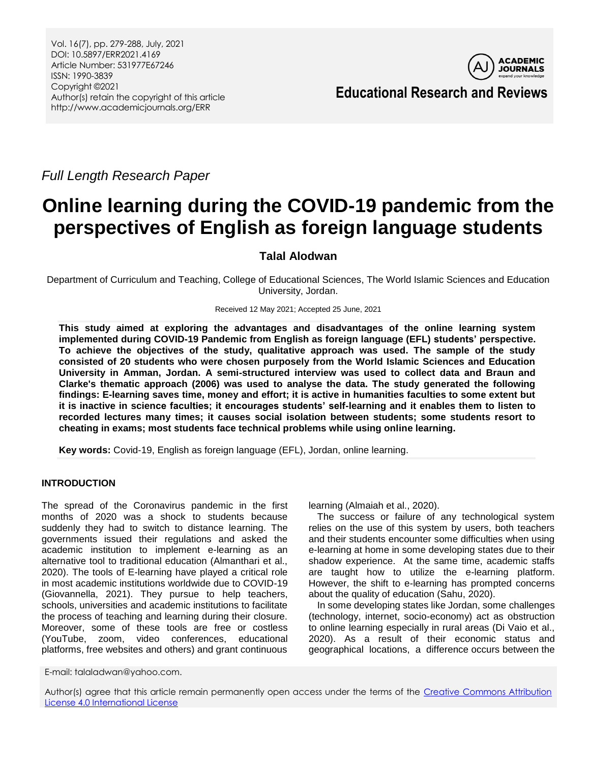*Full Length Research Paper*

# Online learning during the COVID-19 pandemic from the perspectives of English as foreign language students

**Talal Alodwan**

Department of Curriculum and Teaching, College of Educational Sciences, The World Islamic Sciences and Education University, Jordan.

Received 12 May 2021; Accepted 25 June, 2021

**This study aimed at exploring the advantages and disadvantages of the online learning system implemented during COVID-19 Pandemic from English as foreign language (EFL) students' perspective. To achieve the objectives of the study, qualitative approach was used. The sample of the study consisted of 20 students who were chosen purposely from the World Islamic Sciences and Education University in Amman, Jordan. A semi-structured interview was used to collect data and Braun and Clarke's thematic approach (2006) was used to analyse the data. The study generated the following findings: E-learning saves time, money and effort; it is active in humanities faculties to some extent but it is inactive in science faculties; it encourages students' self-learning and it enables them to listen to recorded lectures many times; it causes social isolation between students; some students resort to cheating in exams; most students face technical problems while using online learning.**

**Key words:** Covid-19, English as foreign language (EFL), Jordan, online learning.

## INTRODUCTION

The spread of the Coronavirus pandemic in the first months of 2020 was a shock to students because suddenly they had to switch to distance learning. The governments issued their regulations and asked the academic institution to implement e-learning as an alternative tool to traditional education (Almanthari et al., 2020). The tools of E-learning have played a critical role in most academic institutions worldwide due to COVID-19 (Giovannella, 2021). They pursue to help teachers, schools, universities and academic institutions to facilitate the process of teaching and learning during their closure. Moreover, some of these tools are free or costless (YouTube, zoom, video conferences, educational platforms, free websites and others) and grant continuous learning (Almaiah et al., 2020).

The success or failure of any technological system relies on the use of this system by users, both teachers and their students encounter some difficulties when using e-learning at home in some developing states due to their shadow experience. At the same time, academic staffs are taught how to utilize the e-learning platform. However, the shift to e-learning has prompted concerns about the quality of education (Sahu, 2020).

In some developing states like Jordan, some challenges (technology, internet, socio-economy) act as obstruction to online learning especially in rural areas (Di Vaio et al., 2020). As a result of their economic status and geographical locations, a difference occurs between the

E-mail: talaladwan@yahoo.com.

Author(s) agree that this article remain permanently open access under the terms of the Creative Commons Attribution License 4.0 International License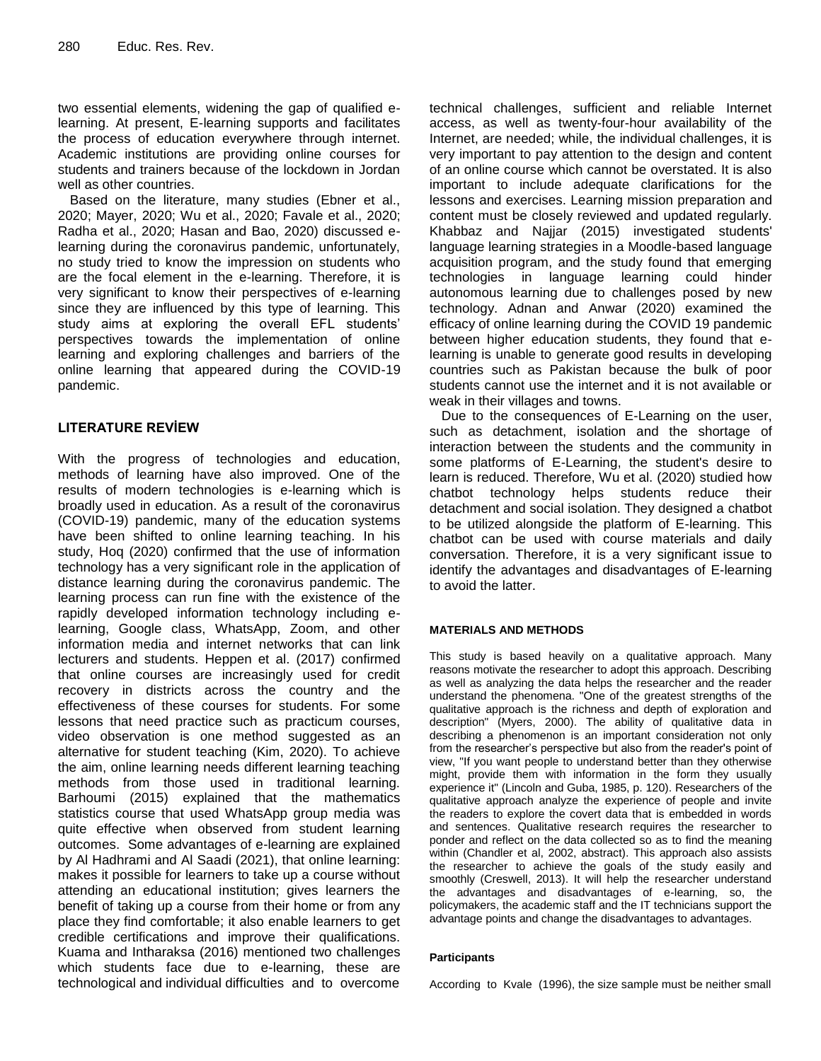two essential elements, widening the gap of qualified e-learning. At present, E-learning supports and facilitates the process of education everywhere through internet. Academic institutions are providing online courses for students and trainers because of the lockdown in Jordan well as other countries.

Based on the literature, many studies (Ebner et al., 2020; Mayer, 2020; Wu et al., 2020; Favale et al., 2020; Radha et al., 2020; Hasan and Bao, 2020) discussed e-learning during the coronavirus pandemic, unfortunately, no study tried to know the impression on students who are the focal element in the e-learning. Therefore, it is very significant to know their perspectives of e-learning since they are influenced by this type of learning. This study aims at exploring the overall EFL students' perspectives towards the implementation of online learning and exploring challenges and barriers of the online learning that appeared during the COVID-19 pandemic.

## LITERATURE REVİEW

With the progress of technologies and education, methods of learning have also improved. One of the results of modern technologies is e-learning which is broadly used in education. As a result of the coronavirus (COVID-19) pandemic, many of the education systems have been shifted to online learning teaching. In his study, Hoq (2020) confirmed that the use of information technology has a very significant role in the application of distance learning during the coronavirus pandemic. The learning process can run fine with the existence of the rapidly developed information technology including e-learning, Google class, WhatsApp, Zoom, and other information media and internet networks that can link lecturers and students. Heppen et al. (2017) confirmed that online courses are increasingly used for credit recovery in districts across the country and the effectiveness of these courses for students. For some lessons that need practice such as practicum courses, video observation is one method suggested as an alternative for student teaching (Kim, 2020). To achieve the aim, online learning needs different learning teaching methods from those used in traditional learning. Barhoumi (2015) explained that the mathematics statistics course that used WhatsApp group media was quite effective when observed from student learning outcomes. Some advantages of e-learning are explained by Al Hadhrami and Al Saadi (2021), that online learning: makes it possible for learners to take up a course without attending an educational institution; gives learners the benefit of taking up a course from their home or from any place they find comfortable; it also enable learners to get credible certifications and improve their qualifications. Kuama and Intharaksa (2016) mentioned two challenges which students face due to e-learning, these are technological and individual difficulties and to overcome technical challenges, sufficient and reliable Internet access, as well as twenty-four-hour availability of the Internet, are needed; while, the individual challenges, it is very important to pay attention to the design and content of an online course which cannot be overstated. It is also important to include adequate clarifications for the lessons and exercises. Learning mission preparation and content must be closely reviewed and updated regularly. Khabbaz and Najjar (2015) investigated students' language learning strategies in a Moodle-based language acquisition program, and the study found that emerging technologies in language learning could hinder autonomous learning due to challenges posed by new technology. Adnan and Anwar (2020) examined the efficacy of online learning during the COVID 19 pandemic between higher education students, they found that e-learning is unable to generate good results in developing countries such as Pakistan because the bulk of poor students cannot use the internet and it is not available or weak in their villages and towns.

Due to the consequences of E-Learning on the user, such as detachment, isolation and the shortage of interaction between the students and the community in some platforms of E-Learning, the student's desire to learn is reduced. Therefore, Wu et al. (2020) studied how chatbot technology helps students reduce their detachment and social isolation. They designed a chatbot to be utilized alongside the platform of E-learning. This chatbot can be used with course materials and daily conversation. Therefore, it is a very significant issue to identify the advantages and disadvantages of E-learning to avoid the latter.

## MATERIALS AND METHODS

This study is based heavily on a qualitative approach. Many reasons motivate the researcher to adopt this approach. Describing as well as analyzing the data helps the researcher and the reader understand the phenomena. "One of the greatest strengths of the qualitative approach is the richness and depth of exploration and description" (Myers, 2000). The ability of qualitative data in describing a phenomenon is an important consideration not only from the researcher's perspective but also from the reader's point of view, "If you want people to understand better than they otherwise might, provide them with information in the form they usually experience it" (Lincoln and Guba, 1985, p. 120). Researchers of the qualitative approach analyze the experience of people and invite the readers to explore the covert data that is embedded in words and sentences. Qualitative research requires the researcher to ponder and reflect on the data collected so as to find the meaning within (Chandler et al, 2002, abstract). This approach also assists the researcher to achieve the goals of the study easily and smoothly (Creswell, 2013). It will help the researcher understand the advantages and disadvantages of e-learning, so, the policymakers, the academic staff and the IT technicians support the advantage points and change the disadvantages to advantages.

### Participants

According to Kvale (1996), the size sample must be neither small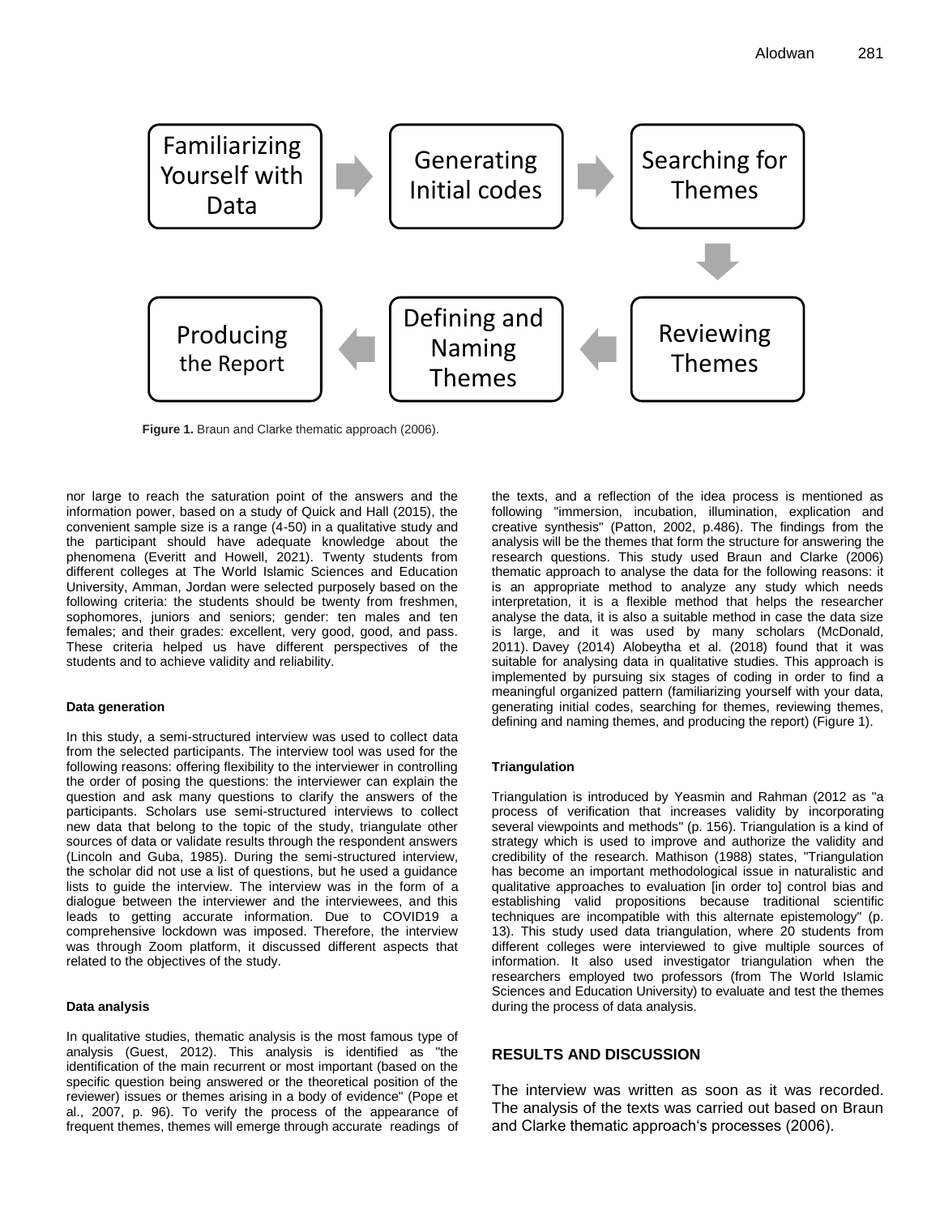Familiarizing Yourself with Data → Generating Initial codes → Searching for Themes → Reviewing Themes → Defining and Naming Themes → Producing the Report

**Figure 1.** Braun and Clarke thematic approach (2006).

nor large to reach the saturation point of the answers and the information power, based on a study of Quick and Hall (2015), the convenient sample size is a range (4-50) in a qualitative study and the participant should have adequate knowledge about the phenomena (Everitt and Howell, 2021). Twenty students from different colleges at The World Islamic Sciences and Education University, Amman, Jordan were selected purposely based on the following criteria: the students should be twenty from freshmen, sophomores, juniors and seniors; gender: ten males and ten females; and their grades: excellent, very good, good, and pass. These criteria helped us have different perspectives of the students and to achieve validity and reliability.

#### Data generation

In this study, a semi-structured interview was used to collect data from the selected participants. The interview tool was used for the following reasons: offering flexibility to the interviewer in controlling the order of posing the questions: the interviewer can explain the question and ask many questions to clarify the answers of the participants. Scholars use semi-structured interviews to collect new data that belong to the topic of the study, triangulate other sources of data or validate results through the respondent answers (Lincoln and Guba, 1985). During the semi-structured interview, the scholar did not use a list of questions, but he used a guidance lists to guide the interview. The interview was in the form of a dialogue between the interviewer and the interviewees, and this leads to getting accurate information. Due to COVID19 a comprehensive lockdown was imposed. Therefore, the interview was through Zoom platform, it discussed different aspects that related to the objectives of the study.

#### Data analysis

In qualitative studies, thematic analysis is the most famous type of analysis (Guest, 2012). This analysis is identified as "the identification of the main recurrent or most important (based on the specific question being answered or the theoretical position of the reviewer) issues or themes arising in a body of evidence" (Pope et al., 2007, p. 96). To verify the process of the appearance of frequent themes, themes will emerge through accurate readings of the texts, and a reflection of the idea process is mentioned as following "immersion, incubation, illumination, explication and creative synthesis" (Patton, 2002, p.486). The findings from the analysis will be the themes that form the structure for answering the research questions. This study used Braun and Clarke (2006) thematic approach to analyse the data for the following reasons: it is an appropriate method to analyze any study which needs interpretation, it is a flexible method that helps the researcher analyse the data, it is also a suitable method in case the data size is large, and it was used by many scholars (McDonald, 2011). Davey (2014) Alobeytha et al. (2018) found that it was suitable for analysing data in qualitative studies. This approach is implemented by pursuing six stages of coding in order to find a meaningful organized pattern (familiarizing yourself with your data, generating initial codes, searching for themes, reviewing themes, defining and naming themes, and producing the report) (Figure 1).

#### Triangulation

Triangulation is introduced by Yeasmin and Rahman (2012 as "a process of verification that increases validity by incorporating several viewpoints and methods" (p. 156). Triangulation is a kind of strategy which is used to improve and authorize the validity and credibility of the research. Mathison (1988) states, "Triangulation has become an important methodological issue in naturalistic and qualitative approaches to evaluation [in order to] control bias and establishing valid propositions because traditional scientific techniques are incompatible with this alternate epistemology" (p. 13). This study used data triangulation, where 20 students from different colleges were interviewed to give multiple sources of information. It also used investigator triangulation when the researchers employed two professors (from The World Islamic Sciences and Education University) to evaluate and test the themes during the process of data analysis.

## RESULTS AND DISCUSSION

The interview was written as soon as it was recorded. The analysis of the texts was carried out based on Braun and Clarke thematic approach's processes (2006).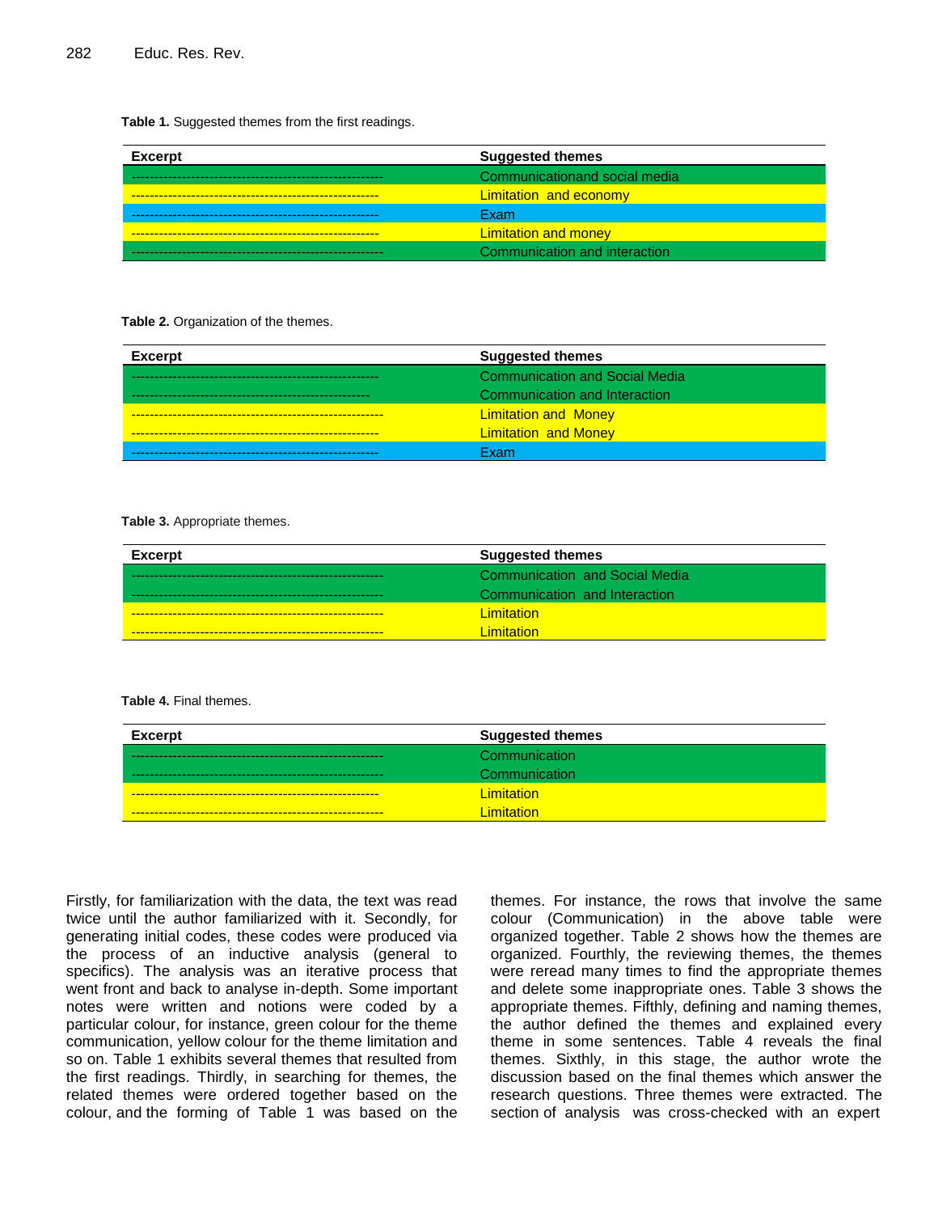**Table 1.** Suggested themes from the first readings.

| Excerpt | Suggested themes |
|---|---|
| ------------------------------------------------------ | Communicationand social media |
| ------------------------------------------------------ | Limitation and economy |
| ------------------------------------------------------ | Exam |
| ------------------------------------------------------ | Limitation and money |
| ------------------------------------------------------ | Communication and interaction |

**Table 2.** Organization of the themes.

| Excerpt | Suggested themes |
|---|---|
| ------------------------------------------------------ | Communication and Social Media |
| ---------------------------------------------------- | Communication and Interaction |
| ------------------------------------------------------ | Limitation and Money |
| ------------------------------------------------------ | Limitation and Money |
| ------------------------------------------------------ | Exam |

**Table 3.** Appropriate themes.

| Excerpt | Suggested themes |
|---|---|
| ------------------------------------------------------ | Communication and Social Media |
| ------------------------------------------------------ | Communication and Interaction |
| ------------------------------------------------------ | Limitation |
| ------------------------------------------------------ | Limitation |

**Table 4.** Final themes.

| Excerpt | Suggested themes |
|---|---|
| ------------------------------------------------------ | Communication |
| ------------------------------------------------------ | Communication |
| ------------------------------------------------------ | Limitation |
| ------------------------------------------------------ | Limitation |

Firstly, for familiarization with the data, the text was read twice until the author familiarized with it. Secondly, for generating initial codes, these codes were produced via the process of an inductive analysis (general to specifics). The analysis was an iterative process that went front and back to analyse in-depth. Some important notes were written and notions were coded by a particular colour, for instance, green colour for the theme communication, yellow colour for the theme limitation and so on. Table 1 exhibits several themes that resulted from the first readings. Thirdly, in searching for themes, the related themes were ordered together based on the colour, and the forming of Table 1 was based on the themes. For instance, the rows that involve the same colour (Communication) in the above table were organized together. Table 2 shows how the themes are organized. Fourthly, the reviewing themes, the themes were reread many times to find the appropriate themes and delete some inappropriate ones. Table 3 shows the appropriate themes. Fifthly, defining and naming themes, the author defined the themes and explained every theme in some sentences. Table 4 reveals the final themes. Sixthly, in this stage, the author wrote the discussion based on the final themes which answer the research questions. Three themes were extracted. The section of analysis was cross-checked with an expert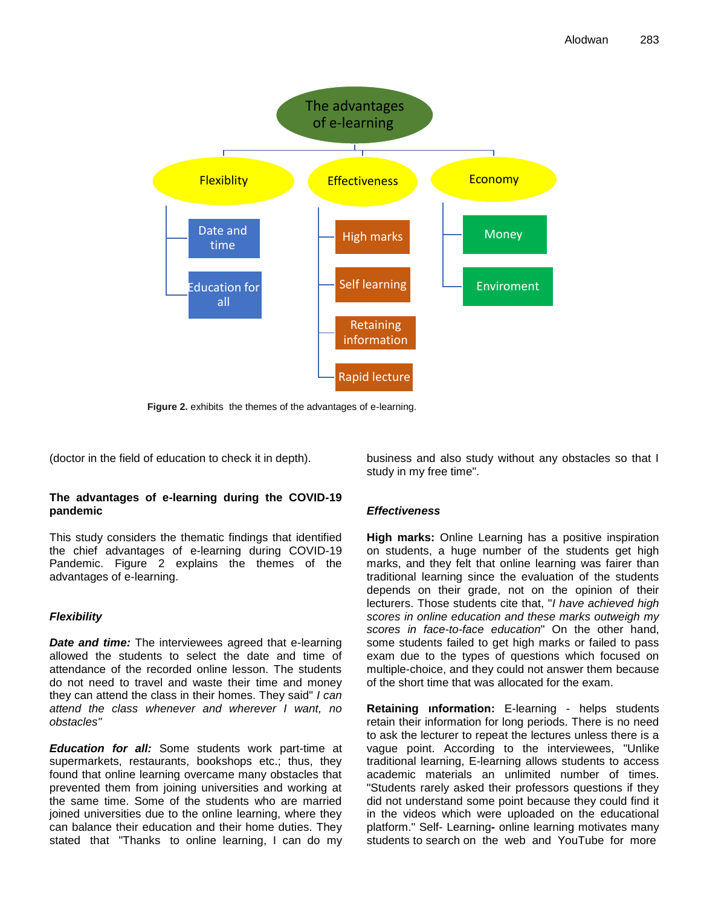Figure 2. exhibits the themes of the advantages of e-learning.

(doctor in the field of education to check it in depth).

### The advantages of e-learning during the COVID-19 pandemic

This study considers the thematic findings that identified the chief advantages of e-learning during COVID-19 Pandemic. Figure 2 explains the themes of the advantages of e-learning.

#### *Flexibility*

***Date and time:*** The interviewees agreed that e-learning allowed the students to select the date and time of attendance of the recorded online lesson. The students do not need to travel and waste their time and money they can attend the class in their homes. They said" *I can attend the class whenever and wherever I want, no obstacles"*

***Education for all:*** Some students work part-time at supermarkets, restaurants, bookshops etc.; thus, they found that online learning overcame many obstacles that prevented them from joining universities and working at the same time. Some of the students who are married joined universities due to the online learning, where they can balance their education and their home duties. They stated that "Thanks to online learning, I can do my business and also study without any obstacles so that I study in my free time".

#### *Effectiveness*

**High marks:** Online Learning has a positive inspiration on students, a huge number of the students get high marks, and they felt that online learning was fairer than traditional learning since the evaluation of the students depends on their grade, not on the opinion of their lecturers. Those students cite that, "*I have achieved high scores in online education and these marks outweigh my scores in face-to-face education*" On the other hand, some students failed to get high marks or failed to pass exam due to the types of questions which focused on multiple-choice, and they could not answer them because of the short time that was allocated for the exam.

**Retaining ınformation:** E-learning - helps students retain their information for long periods. There is no need to ask the lecturer to repeat the lectures unless there is a vague point. According to the interviewees, "Unlike traditional learning, E-learning allows students to access academic materials an unlimited number of times. "Students rarely asked their professors questions if they did not understand some point because they could find it in the videos which were uploaded on the educational platform." Self- Learning**-** online learning motivates many students to search on the web and YouTube for more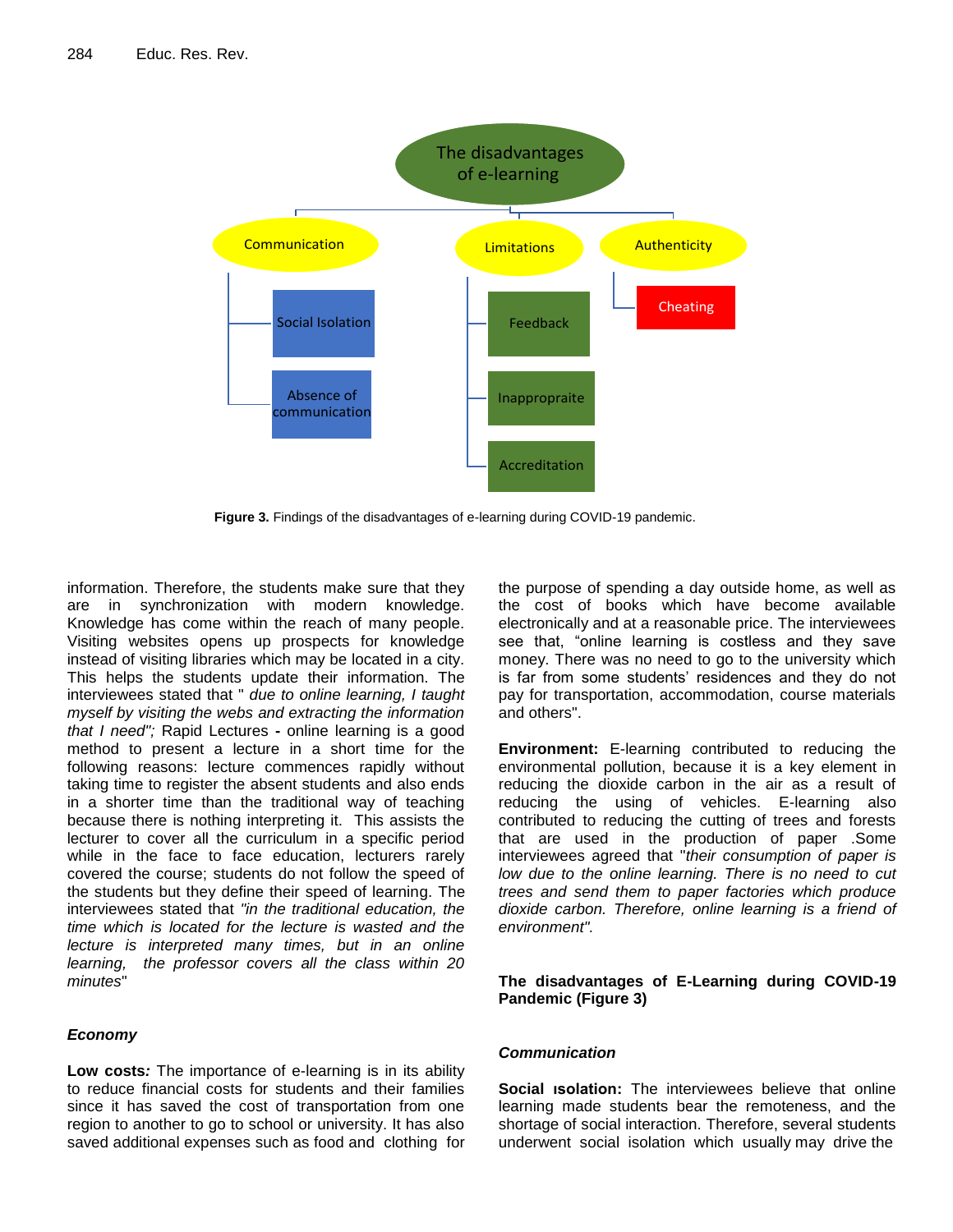The disadvantages of e-learning

- Communication
  - Social Isolation
  - Absence of communication
- Limitations
  - Feedback
  - Inappropraite
  - Accreditation
- Authenticity
  - Cheating

**Figure 3.** Findings of the disadvantages of e-learning during COVID-19 pandemic.

information. Therefore, the students make sure that they are in synchronization with modern knowledge. Knowledge has come within the reach of many people. Visiting websites opens up prospects for knowledge instead of visiting libraries which may be located in a city. This helps the students update their information. The interviewees stated that " *due to online learning, I taught myself by visiting the webs and extracting the information that I need";* Rapid Lectures **-** online learning is a good method to present a lecture in a short time for the following reasons: lecture commences rapidly without taking time to register the absent students and also ends in a shorter time than the traditional way of teaching because there is nothing interpreting it. This assists the lecturer to cover all the curriculum in a specific period while in the face to face education, lecturers rarely covered the course; students do not follow the speed of the students but they define their speed of learning. The interviewees stated that *"in the traditional education, the time which is located for the lecture is wasted and the lecture is interpreted many times, but in an online learning, the professor covers all the class within 20 minutes*"

### *Economy*

**Low costs*:*** The importance of e-learning is in its ability to reduce financial costs for students and their families since it has saved the cost of transportation from one region to another to go to school or university. It has also saved additional expenses such as food and clothing for the purpose of spending a day outside home, as well as the cost of books which have become available electronically and at a reasonable price. The interviewees see that, "online learning is costless and they save money. There was no need to go to the university which is far from some students' residences and they do not pay for transportation, accommodation, course materials and others".

**Environment:** E-learning contributed to reducing the environmental pollution, because it is a key element in reducing the dioxide carbon in the air as a result of reducing the using of vehicles. E-learning also contributed to reducing the cutting of trees and forests that are used in the production of paper .Some interviewees agreed that "*their consumption of paper is low due to the online learning. There is no need to cut trees and send them to paper factories which produce dioxide carbon. Therefore, online learning is a friend of environment".*

## The disadvantages of E-Learning during COVID-19 Pandemic (Figure 3)

### *Communication*

**Social ısolation:** The interviewees believe that online learning made students bear the remoteness, and the shortage of social interaction. Therefore, several students underwent social isolation which usually may drive the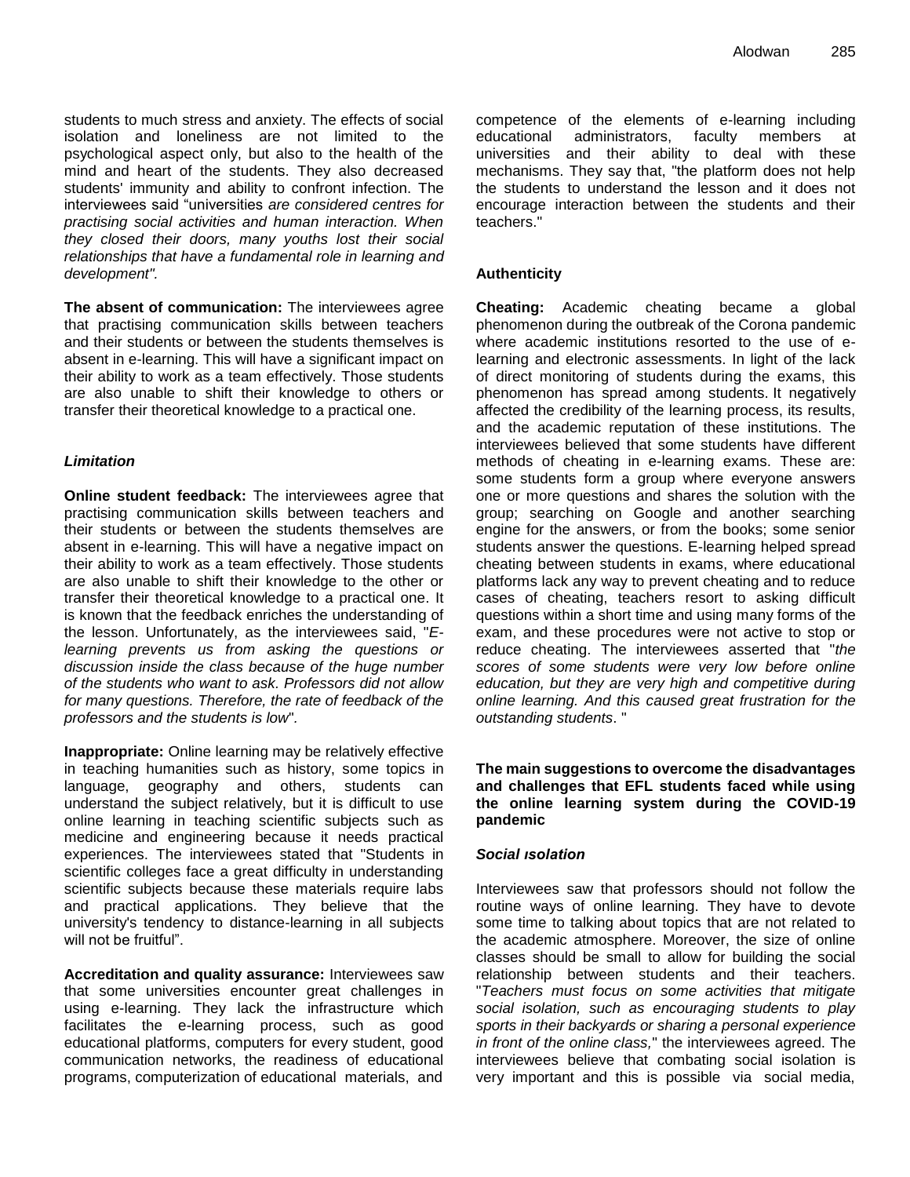students to much stress and anxiety. The effects of social isolation and loneliness are not limited to the psychological aspect only, but also to the health of the mind and heart of the students. They also decreased students' immunity and ability to confront infection. The interviewees said "universities *are considered centres for practising social activities and human interaction. When they closed their doors, many youths lost their social relationships that have a fundamental role in learning and development".*

**The absent of communication:** The interviewees agree that practising communication skills between teachers and their students or between the students themselves is absent in e-learning. This will have a significant impact on their ability to work as a team effectively. Those students are also unable to shift their knowledge to others or transfer their theoretical knowledge to a practical one.

### *Limitation*

**Online student feedback:** The interviewees agree that practising communication skills between teachers and their students or between the students themselves are absent in e-learning. This will have a negative impact on their ability to work as a team effectively. Those students are also unable to shift their knowledge to the other or transfer their theoretical knowledge to a practical one. It is known that the feedback enriches the understanding of the lesson. Unfortunately, as the interviewees said, "*E-learning prevents us from asking the questions or discussion inside the class because of the huge number of the students who want to ask. Professors did not allow for many questions. Therefore, the rate of feedback of the professors and the students is low*".

**Inappropriate:** Online learning may be relatively effective in teaching humanities such as history, some topics in language, geography and others, students can understand the subject relatively, but it is difficult to use online learning in teaching scientific subjects such as medicine and engineering because it needs practical experiences. The interviewees stated that "Students in scientific colleges face a great difficulty in understanding scientific subjects because these materials require labs and practical applications. They believe that the university's tendency to distance-learning in all subjects will not be fruitful".

**Accreditation and quality assurance:** Interviewees saw that some universities encounter great challenges in using e-learning. They lack the infrastructure which facilitates the e-learning process, such as good educational platforms, computers for every student, good communication networks, the readiness of educational programs, computerization of educational materials, and competence of the elements of e-learning including educational administrators, faculty members at universities and their ability to deal with these mechanisms. They say that, "the platform does not help the students to understand the lesson and it does not encourage interaction between the students and their teachers."

### Authenticity

**Cheating:** Academic cheating became a global phenomenon during the outbreak of the Corona pandemic where academic institutions resorted to the use of e-learning and electronic assessments. In light of the lack of direct monitoring of students during the exams, this phenomenon has spread among students. It negatively affected the credibility of the learning process, its results, and the academic reputation of these institutions. The interviewees believed that some students have different methods of cheating in e-learning exams. These are: some students form a group where everyone answers one or more questions and shares the solution with the group; searching on Google and another searching engine for the answers, or from the books; some senior students answer the questions. E-learning helped spread cheating between students in exams, where educational platforms lack any way to prevent cheating and to reduce cases of cheating, teachers resort to asking difficult questions within a short time and using many forms of the exam, and these procedures were not active to stop or reduce cheating. The interviewees asserted that "*the scores of some students were very low before online education, but they are very high and competitive during online learning. And this caused great frustration for the outstanding students*. "

## The main suggestions to overcome the disadvantages and challenges that EFL students faced while using the online learning system during the COVID-19 pandemic

### *Social ısolation*

Interviewees saw that professors should not follow the routine ways of online learning. They have to devote some time to talking about topics that are not related to the academic atmosphere. Moreover, the size of online classes should be small to allow for building the social relationship between students and their teachers. "*Teachers must focus on some activities that mitigate social isolation, such as encouraging students to play sports in their backyards or sharing a personal experience in front of the online class,*" the interviewees agreed. The interviewees believe that combating social isolation is very important and this is possible via social media,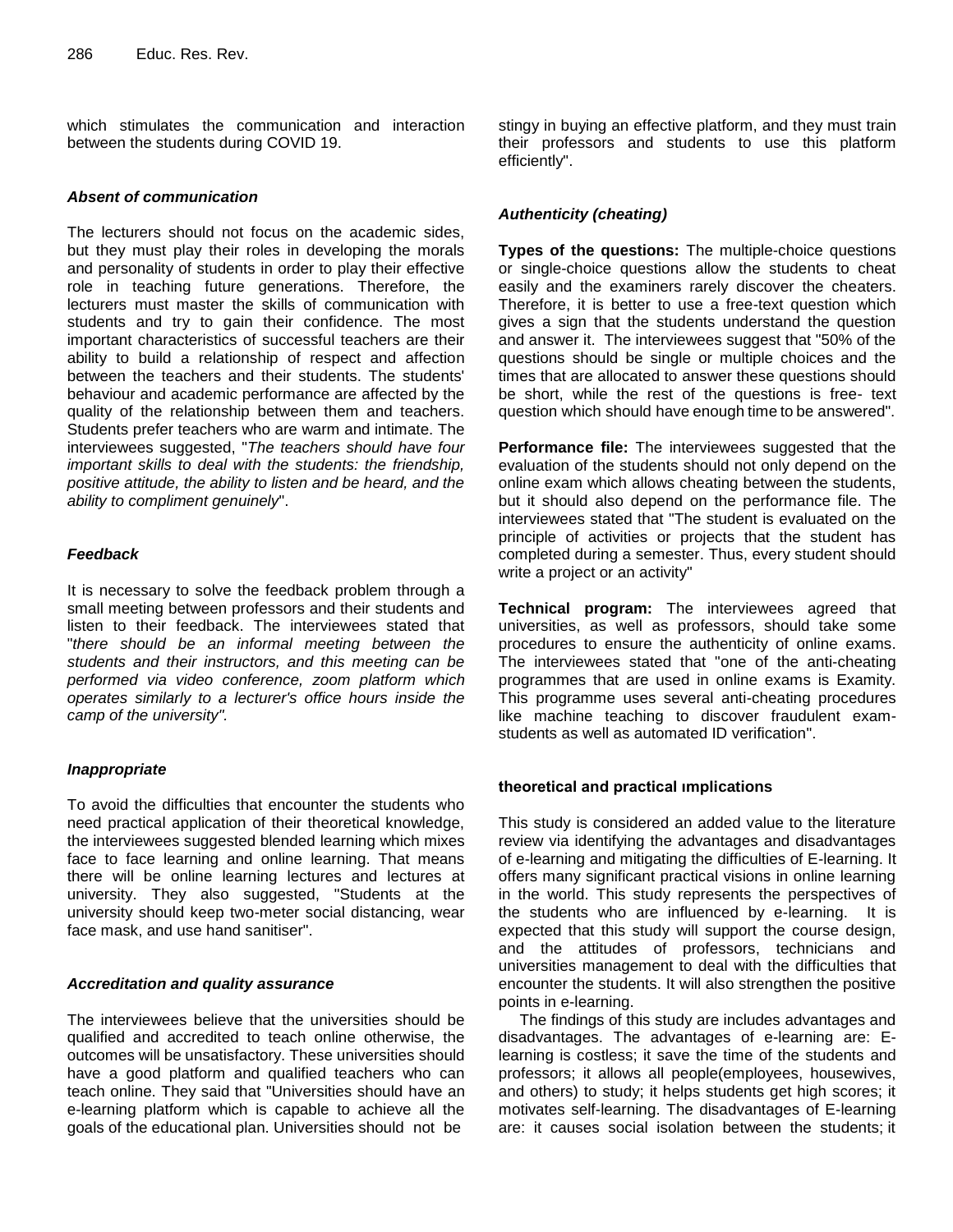which stimulates the communication and interaction between the students during COVID 19.

### *Absent of communication*

The lecturers should not focus on the academic sides, but they must play their roles in developing the morals and personality of students in order to play their effective role in teaching future generations. Therefore, the lecturers must master the skills of communication with students and try to gain their confidence. The most important characteristics of successful teachers are their ability to build a relationship of respect and affection between the teachers and their students. The students' behaviour and academic performance are affected by the quality of the relationship between them and teachers. Students prefer teachers who are warm and intimate. The interviewees suggested, "*The teachers should have four important skills to deal with the students: the friendship, positive attitude, the ability to listen and be heard, and the ability to compliment genuinely*".

### *Feedback*

It is necessary to solve the feedback problem through a small meeting between professors and their students and listen to their feedback. The interviewees stated that "*there should be an informal meeting between the students and their instructors, and this meeting can be performed via video conference, zoom platform which operates similarly to a lecturer's office hours inside the camp of the university".*

### *Inappropriate*

To avoid the difficulties that encounter the students who need practical application of their theoretical knowledge, the interviewees suggested blended learning which mixes face to face learning and online learning. That means there will be online learning lectures and lectures at university. They also suggested, "Students at the university should keep two-meter social distancing, wear face mask, and use hand sanitiser".

### *Accreditation and quality assurance*

The interviewees believe that the universities should be qualified and accredited to teach online otherwise, the outcomes will be unsatisfactory. These universities should have a good platform and qualified teachers who can teach online. They said that "Universities should have an e-learning platform which is capable to achieve all the goals of the educational plan. Universities should not be stingy in buying an effective platform, and they must train their professors and students to use this platform efficiently".

### *Authenticity (cheating)*

**Types of the questions:** The multiple-choice questions or single-choice questions allow the students to cheat easily and the examiners rarely discover the cheaters. Therefore, it is better to use a free-text question which gives a sign that the students understand the question and answer it. The interviewees suggest that "50% of the questions should be single or multiple choices and the times that are allocated to answer these questions should be short, while the rest of the questions is free- text question which should have enough time to be answered".

**Performance file:** The interviewees suggested that the evaluation of the students should not only depend on the online exam which allows cheating between the students, but it should also depend on the performance file. The interviewees stated that "The student is evaluated on the principle of activities or projects that the student has completed during a semester. Thus, every student should write a project or an activity"

**Technical program:** The interviewees agreed that universities, as well as professors, should take some procedures to ensure the authenticity of online exams. The interviewees stated that "one of the anti-cheating programmes that are used in online exams is Examity. This programme uses several anti-cheating procedures like machine teaching to discover fraudulent exam-students as well as automated ID verification".

### theoretical and practical ımplications

This study is considered an added value to the literature review via identifying the advantages and disadvantages of e-learning and mitigating the difficulties of E-learning. It offers many significant practical visions in online learning in the world. This study represents the perspectives of the students who are influenced by e-learning. It is expected that this study will support the course design, and the attitudes of professors, technicians and universities management to deal with the difficulties that encounter the students. It will also strengthen the positive points in e-learning.

The findings of this study are includes advantages and disadvantages. The advantages of e-learning are: E-learning is costless; it save the time of the students and professors; it allows all people(employees, housewives, and others) to study; it helps students get high scores; it motivates self-learning. The disadvantages of E-learning are: it causes social isolation between the students; it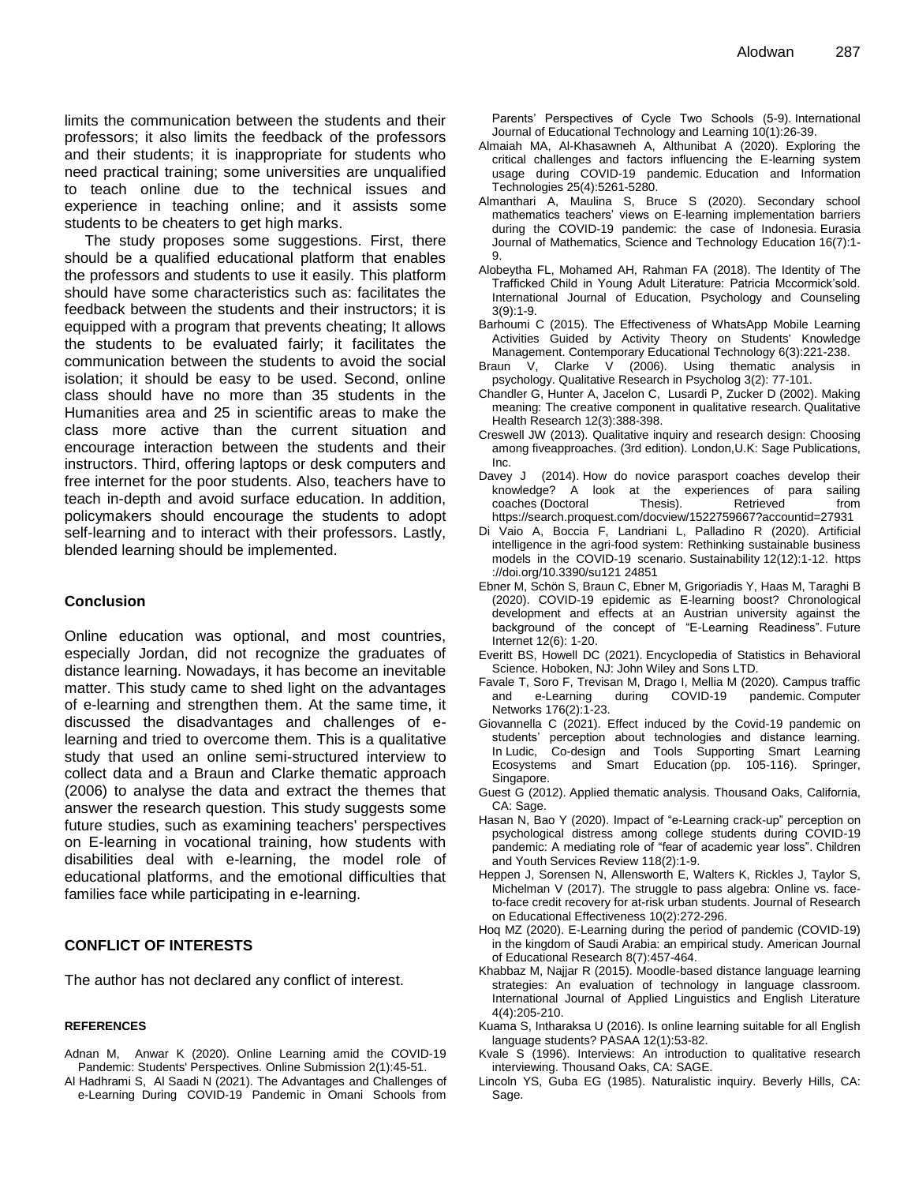limits the communication between the students and their professors; it also limits the feedback of the professors and their students; it is inappropriate for students who need practical training; some universities are unqualified to teach online due to the technical issues and experience in teaching online; and it assists some students to be cheaters to get high marks.

The study proposes some suggestions. First, there should be a qualified educational platform that enables the professors and students to use it easily. This platform should have some characteristics such as: facilitates the feedback between the students and their instructors; it is equipped with a program that prevents cheating; It allows the students to be evaluated fairly; it facilitates the communication between the students to avoid the social isolation; it should be easy to be used. Second, online class should have no more than 35 students in the Humanities area and 25 in scientific areas to make the class more active than the current situation and encourage interaction between the students and their instructors. Third, offering laptops or desk computers and free internet for the poor students. Also, teachers have to teach in-depth and avoid surface education. In addition, policymakers should encourage the students to adopt self-learning and to interact with their professors. Lastly, blended learning should be implemented.

## Conclusion

Online education was optional, and most countries, especially Jordan, did not recognize the graduates of distance learning. Nowadays, it has become an inevitable matter. This study came to shed light on the advantages of e-learning and strengthen them. At the same time, it discussed the disadvantages and challenges of e-learning and tried to overcome them. This is a qualitative study that used an online semi-structured interview to collect data and a Braun and Clarke thematic approach (2006) to analyse the data and extract the themes that answer the research question. This study suggests some future studies, such as examining teachers' perspectives on E-learning in vocational training, how students with disabilities deal with e-learning, the model role of educational platforms, and the emotional difficulties that families face while participating in e-learning.

## CONFLICT OF INTERESTS

The author has not declared any conflict of interest.

## REFERENCES

Adnan M, Anwar K (2020). Online Learning amid the COVID-19 Pandemic: Students' Perspectives. Online Submission 2(1):45-51.

Al Hadhrami S, Al Saadi N (2021). The Advantages and Challenges of e-Learning During COVID-19 Pandemic in Omani Schools from Parents' Perspectives of Cycle Two Schools (5-9). International Journal of Educational Technology and Learning 10(1):26-39.

Almaiah MA, Al-Khasawneh A, Althunibat A (2020). Exploring the critical challenges and factors influencing the E-learning system usage during COVID-19 pandemic. Education and Information Technologies 25(4):5261-5280.

Almanthari A, Maulina S, Bruce S (2020). Secondary school mathematics teachers' views on E-learning implementation barriers during the COVID-19 pandemic: the case of Indonesia. Eurasia Journal of Mathematics, Science and Technology Education 16(7):1-9.

Alobeytha FL, Mohamed AH, Rahman FA (2018). The Identity of The Trafficked Child in Young Adult Literature: Patricia Mccormick'sold. International Journal of Education, Psychology and Counseling 3(9):1-9.

Barhoumi C (2015). The Effectiveness of WhatsApp Mobile Learning Activities Guided by Activity Theory on Students' Knowledge Management. Contemporary Educational Technology 6(3):221-238.

Braun V, Clarke V (2006). Using thematic analysis in psychology. Qualitative Research in Psycholog 3(2): 77-101.

Chandler G, Hunter A, Jacelon C, Lusardi P, Zucker D (2002). Making meaning: The creative component in qualitative research. Qualitative Health Research 12(3):388-398.

Creswell JW (2013). Qualitative inquiry and research design: Choosing among fiveapproaches. (3rd edition). London,U.K: Sage Publications, Inc.

Davey J (2014). How do novice parasport coaches develop their knowledge? A look at the experiences of para sailing coaches (Doctoral Thesis). Retrieved from https://search.proquest.com/docview/1522759667?accountid=27931

Di Vaio A, Boccia F, Landriani L, Palladino R (2020). Artificial intelligence in the agri-food system: Rethinking sustainable business models in the COVID-19 scenario. Sustainability 12(12):1-12. https ://doi.org/10.3390/su121 24851

Ebner M, Schön S, Braun C, Ebner M, Grigoriadis Y, Haas M, Taraghi B (2020). COVID-19 epidemic as E-learning boost? Chronological development and effects at an Austrian university against the background of the concept of "E-Learning Readiness". Future Internet 12(6): 1-20.

Everitt BS, Howell DC (2021). Encyclopedia of Statistics in Behavioral Science. Hoboken, NJ: John Wiley and Sons LTD.

Favale T, Soro F, Trevisan M, Drago I, Mellia M (2020). Campus traffic and e-Learning during COVID-19 pandemic. Computer Networks 176(2):1-23.

Giovannella C (2021). Effect induced by the Covid-19 pandemic on students' perception about technologies and distance learning. In Ludic, Co-design and Tools Supporting Smart Learning Ecosystems and Smart Education (pp. 105-116). Springer, Singapore.

Guest G (2012). Applied thematic analysis. Thousand Oaks, California, CA: Sage.

Hasan N, Bao Y (2020). Impact of "e-Learning crack-up" perception on psychological distress among college students during COVID-19 pandemic: A mediating role of "fear of academic year loss". Children and Youth Services Review 118(2):1-9.

Heppen J, Sorensen N, Allensworth E, Walters K, Rickles J, Taylor S, Michelman V (2017). The struggle to pass algebra: Online vs. face-to-face credit recovery for at-risk urban students. Journal of Research on Educational Effectiveness 10(2):272-296.

Hoq MZ (2020). E-Learning during the period of pandemic (COVID-19) in the kingdom of Saudi Arabia: an empirical study. American Journal of Educational Research 8(7):457-464.

Khabbaz M, Najjar R (2015). Moodle-based distance language learning strategies: An evaluation of technology in language classroom. International Journal of Applied Linguistics and English Literature 4(4):205-210.

Kuama S, Intharaksa U (2016). Is online learning suitable for all English language students? PASAA 12(1):53-82.

Kvale S (1996). Interviews: An introduction to qualitative research interviewing. Thousand Oaks, CA: SAGE.

Lincoln YS, Guba EG (1985). Naturalistic inquiry. Beverly Hills, CA: Sage.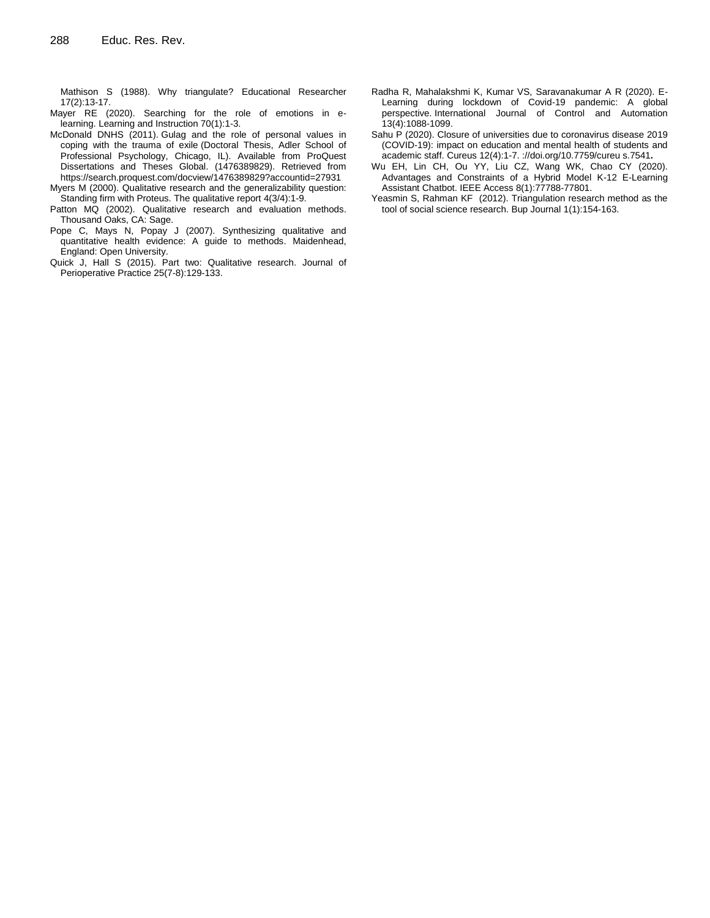Mathison S (1988). Why triangulate? Educational Researcher 17(2):13-17.

Mayer RE (2020). Searching for the role of emotions in e-learning. Learning and Instruction 70(1):1-3.

McDonald DNHS (2011). Gulag and the role of personal values in coping with the trauma of exile (Doctoral Thesis, Adler School of Professional Psychology, Chicago, IL). Available from ProQuest Dissertations and Theses Global. (1476389829). Retrieved from https://search.proquest.com/docview/1476389829?accountid=27931

Myers M (2000). Qualitative research and the generalizability question: Standing firm with Proteus. The qualitative report 4(3/4):1-9.

Patton MQ (2002). Qualitative research and evaluation methods. Thousand Oaks, CA: Sage.

Pope C, Mays N, Popay J (2007). Synthesizing qualitative and quantitative health evidence: A guide to methods. Maidenhead, England: Open University.

Quick J, Hall S (2015). Part two: Qualitative research. Journal of Perioperative Practice 25(7-8):129-133.

Radha R, Mahalakshmi K, Kumar VS, Saravanakumar A R (2020). E-Learning during lockdown of Covid-19 pandemic: A global perspective. International Journal of Control and Automation 13(4):1088-1099.

Sahu P (2020). Closure of universities due to coronavirus disease 2019 (COVID-19): impact on education and mental health of students and academic staff. Cureus 12(4):1-7. ://doi.org/10.7759/cureu s.7541.

Wu EH, Lin CH, Ou YY, Liu CZ, Wang WK, Chao CY (2020). Advantages and Constraints of a Hybrid Model K-12 E-Learning Assistant Chatbot. IEEE Access 8(1):77788-77801.

Yeasmin S, Rahman KF (2012). Triangulation research method as the tool of social science research. Bup Journal 1(1):154-163.